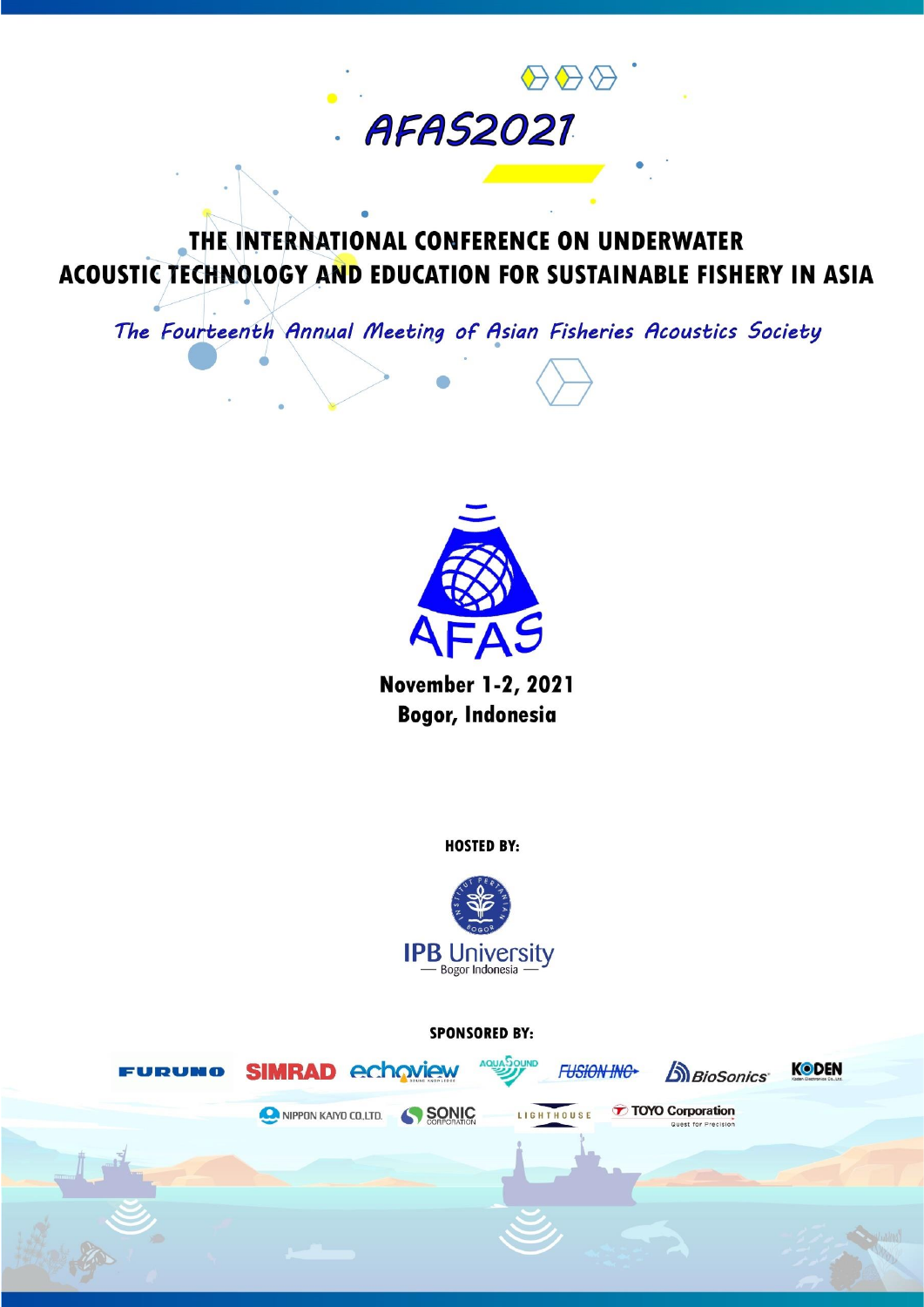# AFAS2021

## THE INTERNATIONAL CONFERENCE ON UNDERWATER ACOUSTIC TECHNOLOGY AND EDUCATION FOR SUSTAINABLE FISHERY IN ASIA

*The Fourteenth Annual Meeting of Asian Fisheries Acoustics Society*

AFAS

**November 1-2, 2021**
**Bogor, Indonesia**

**HOSTED BY:**

IPB University
— Bogor Indonesia —

**SPONSORED BY:**

FURUNO SIMRAD echoview AQUASOUND FUSION INC BioSonics KODEN

NIPPON KAIYO CO.LTD. SONIC CORPORATION LIGHTHOUSE TOYO Corporation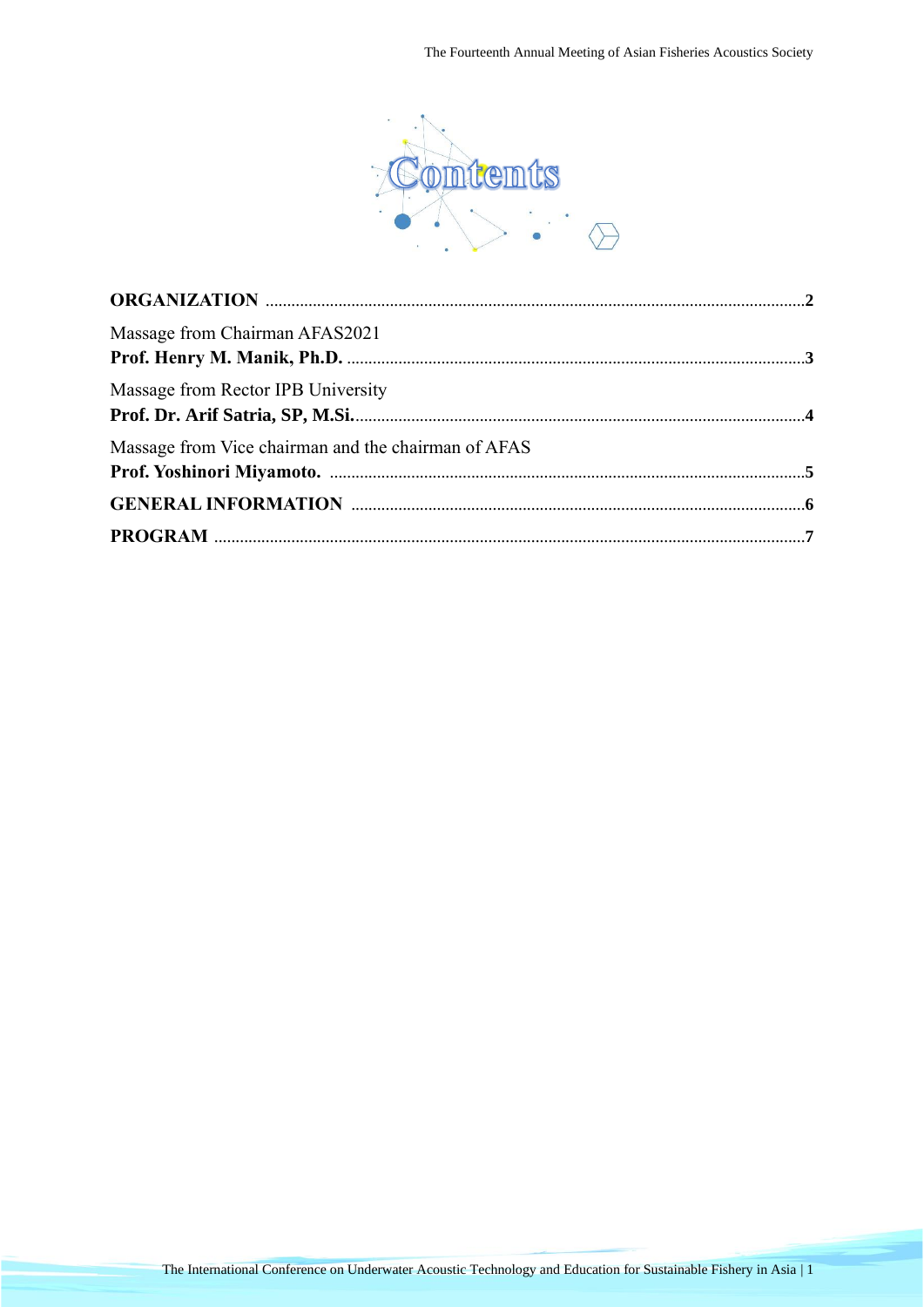# Contents

**ORGANIZATION** ............................................................................................................................2

Massage from Chairman AFAS2021
**Prof. Henry M. Manik, Ph.D.** ..........................................................................................................3

Massage from Rector IPB University
**Prof. Dr. Arif Satria, SP, M.Si.**........................................................................................................4

Massage from Vice chairman and the chairman of AFAS
**Prof. Yoshinori Miyamoto.** .............................................................................................................5

**GENERAL INFORMATION** .........................................................................................................6

**PROGRAM** ........................................................................................................................................7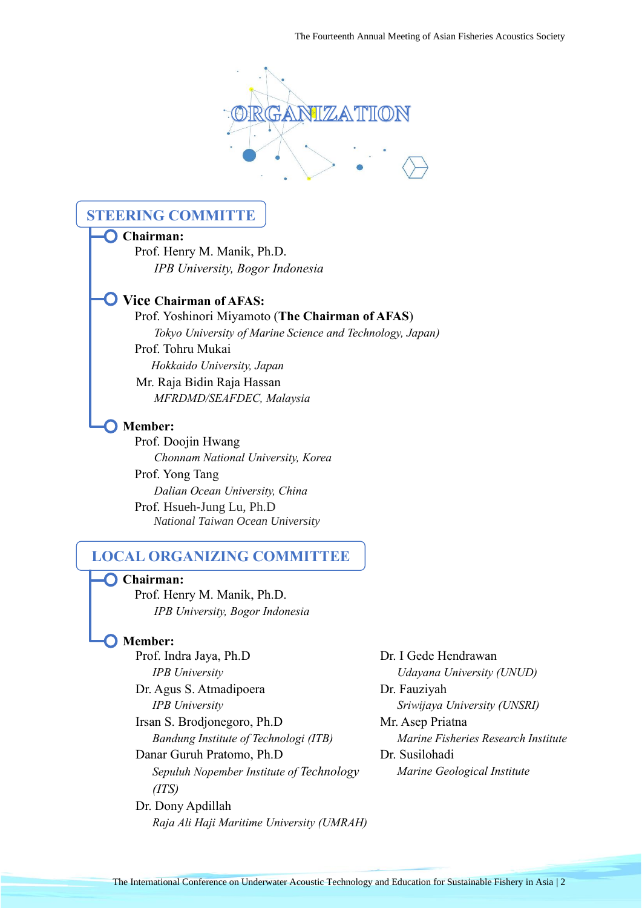# ORGANIZATION

## STEERING COMMITTE

**Chairman:**

Prof. Henry M. Manik, Ph.D.
*IPB University, Bogor Indonesia*

**Vice Chairman of AFAS:**

Prof. Yoshinori Miyamoto (**The Chairman of AFAS**)
*Tokyo University of Marine Science and Technology, Japan)*

Prof. Tohru Mukai
*Hokkaido University, Japan*

Mr. Raja Bidin Raja Hassan
*MFRDMD/SEAFDEC, Malaysia*

**Member:**

Prof. Doojin Hwang
*Chonnam National University, Korea*

Prof. Yong Tang
*Dalian Ocean University, China*

Prof. Hsueh-Jung Lu, Ph.D
*National Taiwan Ocean University*

## LOCAL ORGANIZING COMMITTEE

**Chairman:**

Prof. Henry M. Manik, Ph.D.
*IPB University, Bogor Indonesia*

**Member:**

Prof. Indra Jaya, Ph.D
*IPB University*

Dr. Agus S. Atmadipoera
*IPB University*

Irsan S. Brodjonegoro, Ph.D
*Bandung Institute of Technologi (ITB)*

Danar Guruh Pratomo, Ph.D
*Sepuluh Nopember Institute of Technology (ITS)*

Dr. Dony Apdillah
*Raja Ali Haji Maritime University (UMRAH)*

Dr. I Gede Hendrawan
*Udayana University (UNUD)*

Dr. Fauziyah
*Sriwijaya University (UNSRI)*

Mr. Asep Priatna
*Marine Fisheries Research Institute*

Dr. Susilohadi
*Marine Geological Institute*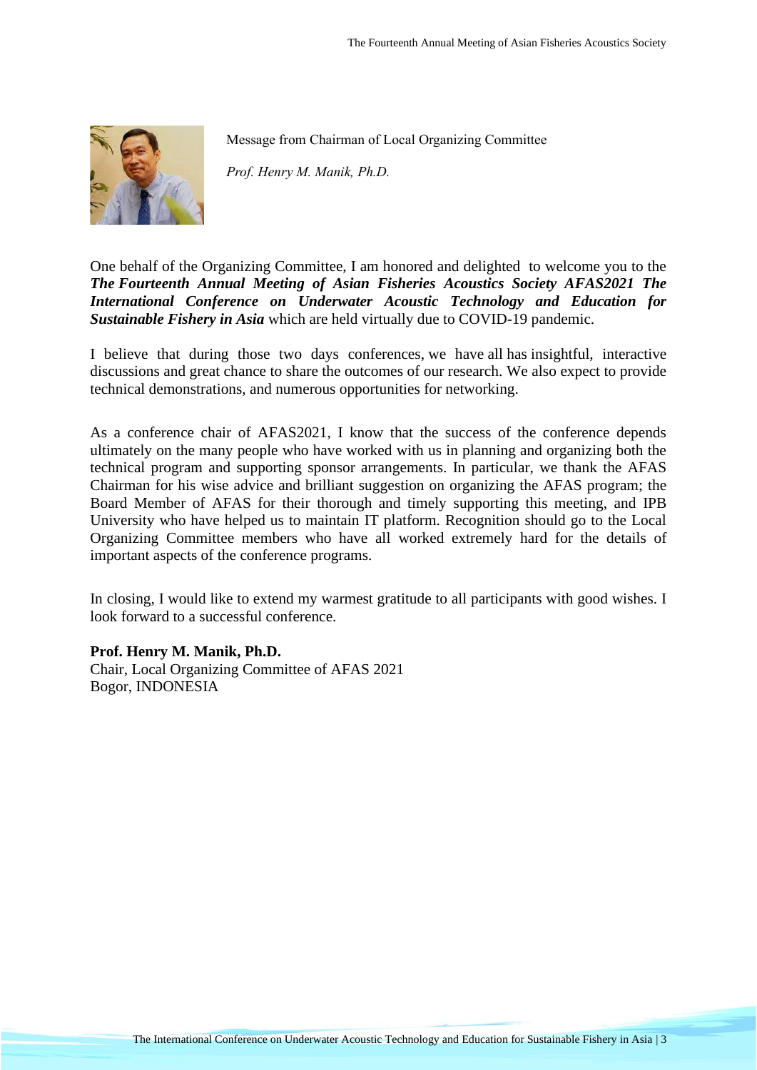Message from Chairman of Local Organizing Committee

*Prof. Henry M. Manik, Ph.D.*

One behalf of the Organizing Committee, I am honored and delighted to welcome you to the ***The Fourteenth Annual Meeting of Asian Fisheries Acoustics Society AFAS2021 The International Conference on Underwater Acoustic Technology and Education for Sustainable Fishery in Asia*** which are held virtually due to COVID-19 pandemic.

I believe that during those two days conferences, we have all has insightful, interactive discussions and great chance to share the outcomes of our research. We also expect to provide technical demonstrations, and numerous opportunities for networking.

As a conference chair of AFAS2021, I know that the success of the conference depends ultimately on the many people who have worked with us in planning and organizing both the technical program and supporting sponsor arrangements. In particular, we thank the AFAS Chairman for his wise advice and brilliant suggestion on organizing the AFAS program; the Board Member of AFAS for their thorough and timely supporting this meeting, and IPB University who have helped us to maintain IT platform. Recognition should go to the Local Organizing Committee members who have all worked extremely hard for the details of important aspects of the conference programs.

In closing, I would like to extend my warmest gratitude to all participants with good wishes. I look forward to a successful conference.

**Prof. Henry M. Manik, Ph.D.**
Chair, Local Organizing Committee of AFAS 2021
Bogor, INDONESIA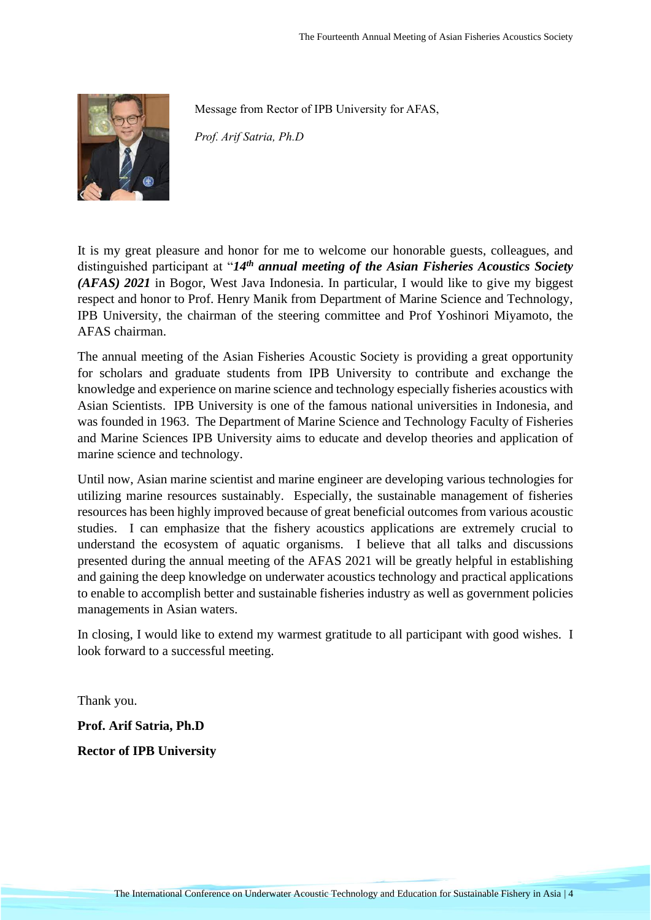Message from Rector of IPB University for AFAS,

*Prof. Arif Satria, Ph.D*

It is my great pleasure and honor for me to welcome our honorable guests, colleagues, and distinguished participant at "***14th annual meeting of the Asian Fisheries Acoustics Society (AFAS) 2021*** in Bogor, West Java Indonesia. In particular, I would like to give my biggest respect and honor to Prof. Henry Manik from Department of Marine Science and Technology, IPB University, the chairman of the steering committee and Prof Yoshinori Miyamoto, the AFAS chairman.

The annual meeting of the Asian Fisheries Acoustic Society is providing a great opportunity for scholars and graduate students from IPB University to contribute and exchange the knowledge and experience on marine science and technology especially fisheries acoustics with Asian Scientists. IPB University is one of the famous national universities in Indonesia, and was founded in 1963. The Department of Marine Science and Technology Faculty of Fisheries and Marine Sciences IPB University aims to educate and develop theories and application of marine science and technology.

Until now, Asian marine scientist and marine engineer are developing various technologies for utilizing marine resources sustainably. Especially, the sustainable management of fisheries resources has been highly improved because of great beneficial outcomes from various acoustic studies. I can emphasize that the fishery acoustics applications are extremely crucial to understand the ecosystem of aquatic organisms. I believe that all talks and discussions presented during the annual meeting of the AFAS 2021 will be greatly helpful in establishing and gaining the deep knowledge on underwater acoustics technology and practical applications to enable to accomplish better and sustainable fisheries industry as well as government policies managements in Asian waters.

In closing, I would like to extend my warmest gratitude to all participant with good wishes. I look forward to a successful meeting.

Thank you.

**Prof. Arif Satria, Ph.D**

**Rector of IPB University**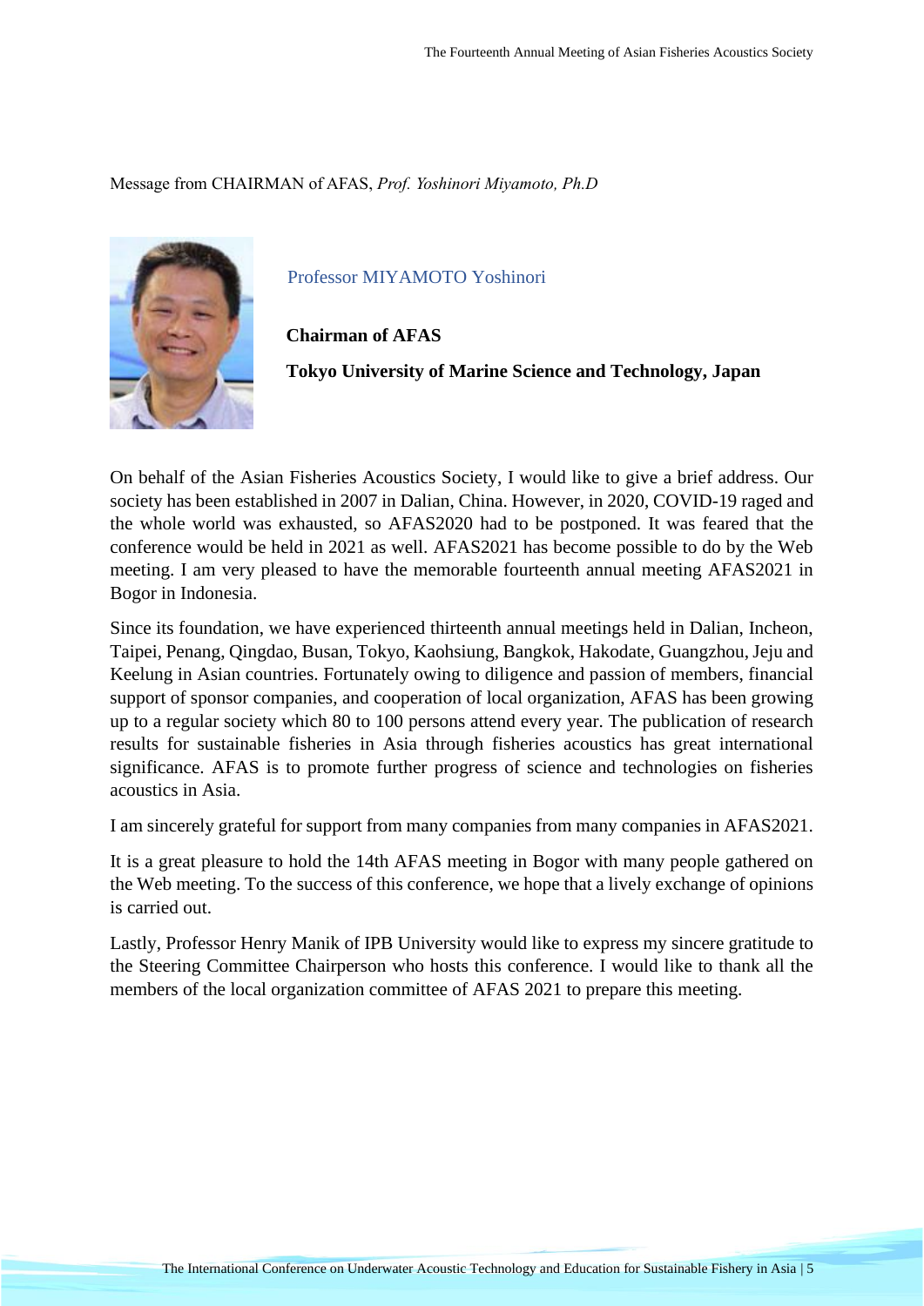Message from CHAIRMAN of AFAS, *Prof. Yoshinori Miyamoto, Ph.D*

Professor MIYAMOTO Yoshinori

**Chairman of AFAS**

**Tokyo University of Marine Science and Technology, Japan**

On behalf of the Asian Fisheries Acoustics Society, I would like to give a brief address. Our society has been established in 2007 in Dalian, China. However, in 2020, COVID-19 raged and the whole world was exhausted, so AFAS2020 had to be postponed. It was feared that the conference would be held in 2021 as well. AFAS2021 has become possible to do by the Web meeting. I am very pleased to have the memorable fourteenth annual meeting AFAS2021 in Bogor in Indonesia.

Since its foundation, we have experienced thirteenth annual meetings held in Dalian, Incheon, Taipei, Penang, Qingdao, Busan, Tokyo, Kaohsiung, Bangkok, Hakodate, Guangzhou, Jeju and Keelung in Asian countries. Fortunately owing to diligence and passion of members, financial support of sponsor companies, and cooperation of local organization, AFAS has been growing up to a regular society which 80 to 100 persons attend every year. The publication of research results for sustainable fisheries in Asia through fisheries acoustics has great international significance. AFAS is to promote further progress of science and technologies on fisheries acoustics in Asia.

I am sincerely grateful for support from many companies from many companies in AFAS2021.

It is a great pleasure to hold the 14th AFAS meeting in Bogor with many people gathered on the Web meeting. To the success of this conference, we hope that a lively exchange of opinions is carried out.

Lastly, Professor Henry Manik of IPB University would like to express my sincere gratitude to the Steering Committee Chairperson who hosts this conference. I would like to thank all the members of the local organization committee of AFAS 2021 to prepare this meeting.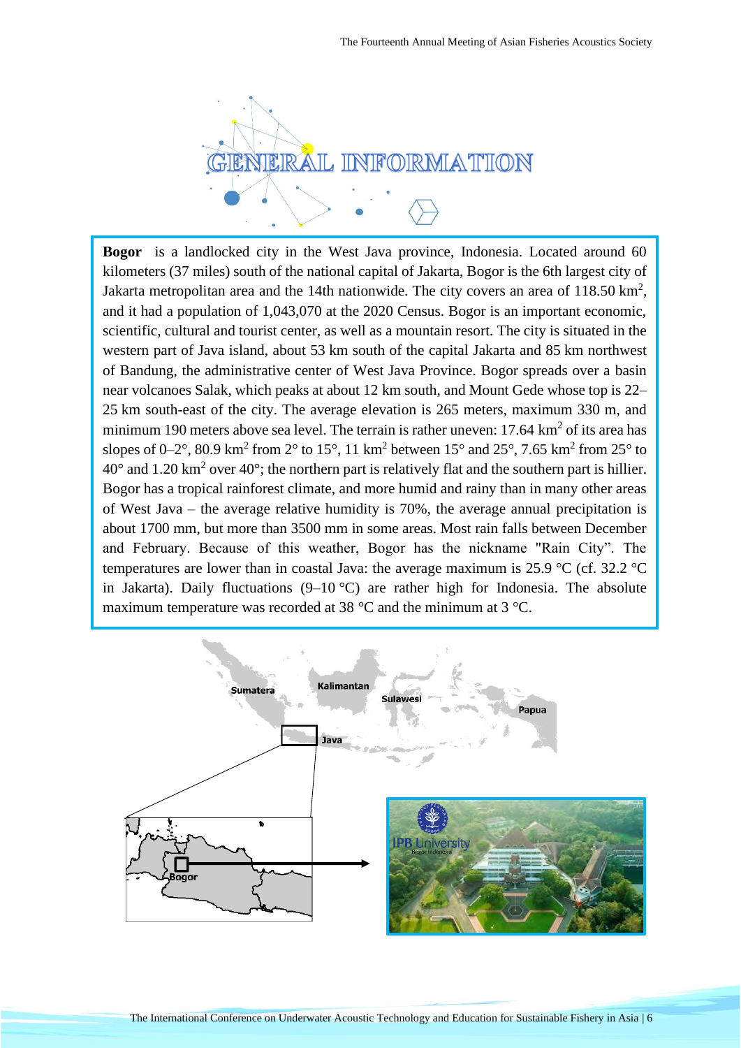# GENERAL INFORMATION

**Bogor** is a landlocked city in the West Java province, Indonesia. Located around 60 kilometers (37 miles) south of the national capital of Jakarta, Bogor is the 6th largest city of Jakarta metropolitan area and the 14th nationwide. The city covers an area of 118.50 km$^2$, and it had a population of 1,043,070 at the 2020 Census. Bogor is an important economic, scientific, cultural and tourist center, as well as a mountain resort. The city is situated in the western part of Java island, about 53 km south of the capital Jakarta and 85 km northwest of Bandung, the administrative center of West Java Province. Bogor spreads over a basin near volcanoes Salak, which peaks at about 12 km south, and Mount Gede whose top is 22–25 km south-east of the city. The average elevation is 265 meters, maximum 330 m, and minimum 190 meters above sea level. The terrain is rather uneven: 17.64 km$^2$ of its area has slopes of 0–2°, 80.9 km$^2$ from 2° to 15°, 11 km$^2$ between 15° and 25°, 7.65 km$^2$ from 25° to 40° and 1.20 km$^2$ over 40°; the northern part is relatively flat and the southern part is hillier. Bogor has a tropical rainforest climate, and more humid and rainy than in many other areas of West Java – the average relative humidity is 70%, the average annual precipitation is about 1700 mm, but more than 3500 mm in some areas. Most rain falls between December and February. Because of this weather, Bogor has the nickname "Rain City". The temperatures are lower than in coastal Java: the average maximum is 25.9 °C (cf. 32.2 °C in Jakarta). Daily fluctuations (9–10 °C) are rather high for Indonesia. The absolute maximum temperature was recorded at 38 °C and the minimum at 3 °C.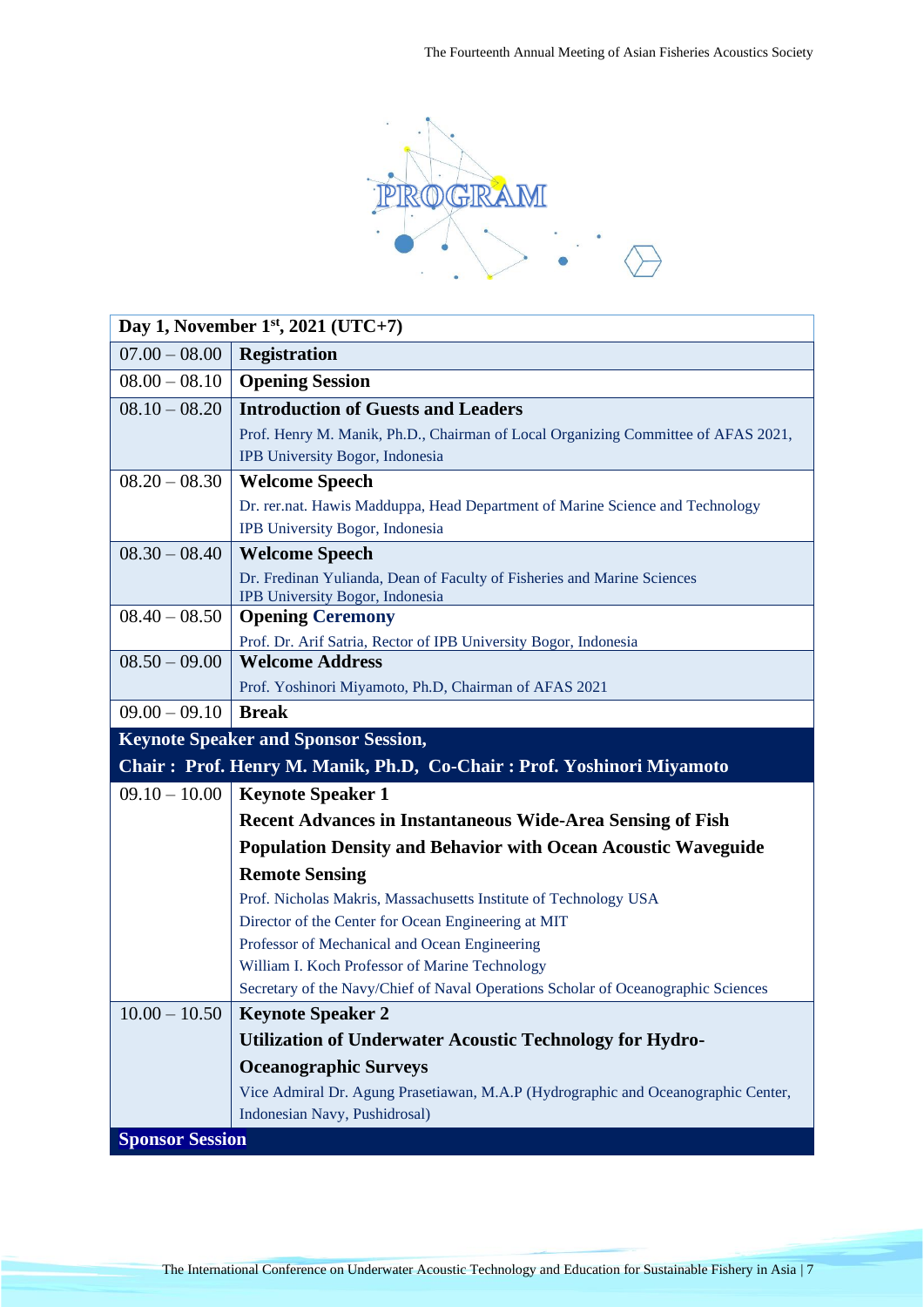# PROGRAM

| Day 1, November 1st, 2021 (UTC+7) | |
|---|---|
| 07.00 – 08.00 | **Registration** |
| 08.00 – 08.10 | **Opening Session** |
| 08.10 – 08.20 | **Introduction of Guests and Leaders**<br>Prof. Henry M. Manik, Ph.D., Chairman of Local Organizing Committee of AFAS 2021, IPB University Bogor, Indonesia |
| 08.20 – 08.30 | **Welcome Speech**<br>Dr. rer.nat. Hawis Madduppa, Head Department of Marine Science and Technology IPB University Bogor, Indonesia |
| 08.30 – 08.40 | **Welcome Speech**<br>Dr. Fredinan Yulianda, Dean of Faculty of Fisheries and Marine Sciences IPB University Bogor, Indonesia |
| 08.40 – 08.50 | **Opening Ceremony**<br>Prof. Dr. Arif Satria, Rector of IPB University Bogor, Indonesia |
| 08.50 – 09.00 | **Welcome Address**<br>Prof. Yoshinori Miyamoto, Ph.D, Chairman of AFAS 2021 |
| 09.00 – 09.10 | **Break** |
| **Keynote Speaker and Sponsor Session,<br>Chair : Prof. Henry M. Manik, Ph.D, Co-Chair : Prof. Yoshinori Miyamoto** | |
| 09.10 – 10.00 | **Keynote Speaker 1**<br>**Recent Advances in Instantaneous Wide-Area Sensing of Fish Population Density and Behavior with Ocean Acoustic Waveguide Remote Sensing**<br>Prof. Nicholas Makris, Massachusetts Institute of Technology USA<br>Director of the Center for Ocean Engineering at MIT<br>Professor of Mechanical and Ocean Engineering<br>William I. Koch Professor of Marine Technology<br>Secretary of the Navy/Chief of Naval Operations Scholar of Oceanographic Sciences |
| 10.00 – 10.50 | **Keynote Speaker 2**<br>**Utilization of Underwater Acoustic Technology for Hydro-Oceanographic Surveys**<br>Vice Admiral Dr. Agung Prasetiawan, M.A.P (Hydrographic and Oceanographic Center, Indonesian Navy, Pushidrosal) |
| **Sponsor Session** | |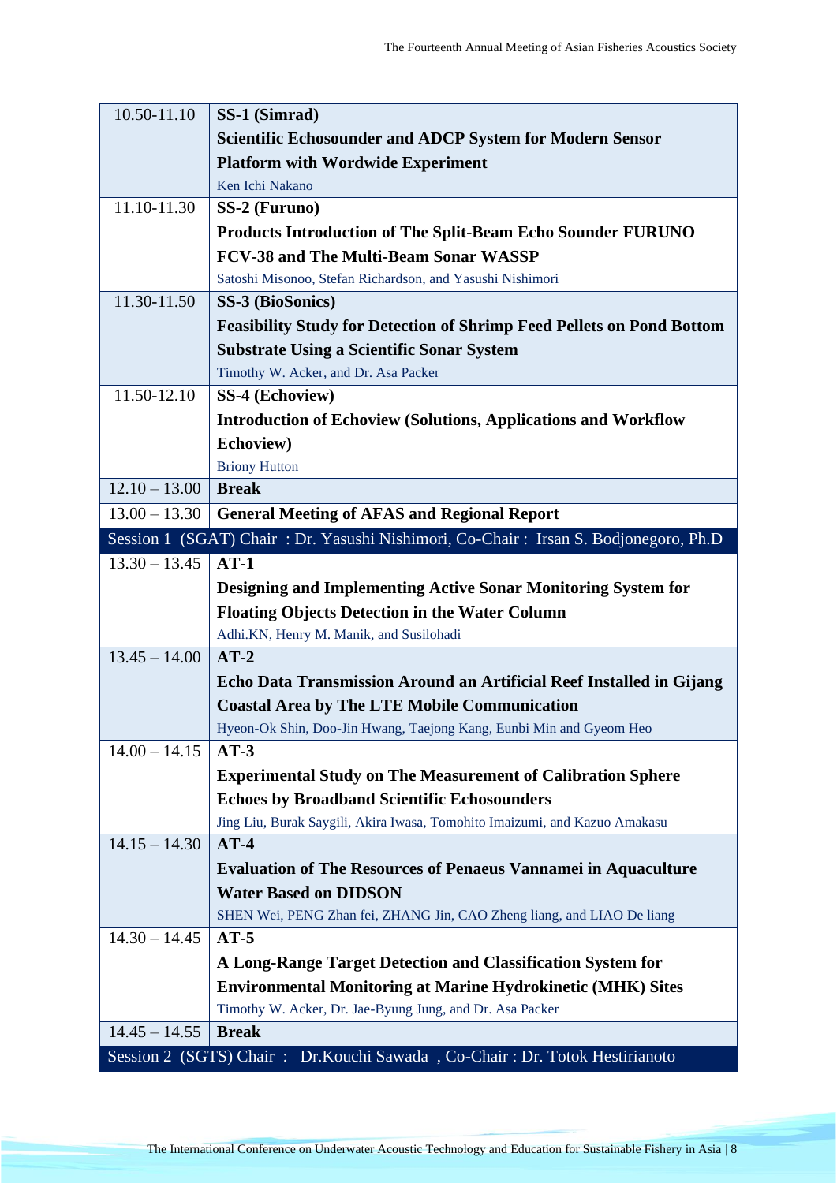| | |
|---|---|
| 10.50-11.10 | **SS-1 (Simrad)**<br>**Scientific Echosounder and ADCP System for Modern Sensor Platform with Wordwide Experiment**<br>Ken Ichi Nakano |
| 11.10-11.30 | **SS-2 (Furuno)**<br>**Products Introduction of The Split-Beam Echo Sounder FURUNO FCV-38 and The Multi-Beam Sonar WASSP**<br>Satoshi Misonoo, Stefan Richardson, and Yasushi Nishimori |
| 11.30-11.50 | **SS-3 (BioSonics)**<br>**Feasibility Study for Detection of Shrimp Feed Pellets on Pond Bottom Substrate Using a Scientific Sonar System**<br>Timothy W. Acker, and Dr. Asa Packer |
| 11.50-12.10 | **SS-4 (Echoview)**<br>**Introduction of Echoview (Solutions, Applications and Workflow Echoview)**<br>Briony Hutton |
| 12.10 – 13.00 | **Break** |
| 13.00 – 13.30 | **General Meeting of AFAS and Regional Report** |
| Session 1 (SGAT) Chair : Dr. Yasushi Nishimori, Co-Chair : Irsan S. Bodjonegoro, Ph.D | |
| 13.30 – 13.45 | **AT-1**<br>**Designing and Implementing Active Sonar Monitoring System for Floating Objects Detection in the Water Column**<br>Adhi.KN, Henry M. Manik, and Susilohadi |
| 13.45 – 14.00 | **AT-2**<br>**Echo Data Transmission Around an Artificial Reef Installed in Gijang Coastal Area by The LTE Mobile Communication**<br>Hyeon-Ok Shin, Doo-Jin Hwang, Taejong Kang, Eunbi Min and Gyeom Heo |
| 14.00 – 14.15 | **AT-3**<br>**Experimental Study on The Measurement of Calibration Sphere Echoes by Broadband Scientific Echosounders**<br>Jing Liu, Burak Saygili, Akira Iwasa, Tomohito Imaizumi, and Kazuo Amakasu |
| 14.15 – 14.30 | **AT-4**<br>**Evaluation of The Resources of Penaeus Vannamei in Aquaculture Water Based on DIDSON**<br>SHEN Wei, PENG Zhan fei, ZHANG Jin, CAO Zheng liang, and LIAO De liang |
| 14.30 – 14.45 | **AT-5**<br>**A Long-Range Target Detection and Classification System for Environmental Monitoring at Marine Hydrokinetic (MHK) Sites**<br>Timothy W. Acker, Dr. Jae-Byung Jung, and Dr. Asa Packer |
| 14.45 – 14.55 | **Break** |
| Session 2 (SGTS) Chair : Dr.Kouchi Sawada , Co-Chair : Dr. Totok Hestirianoto | |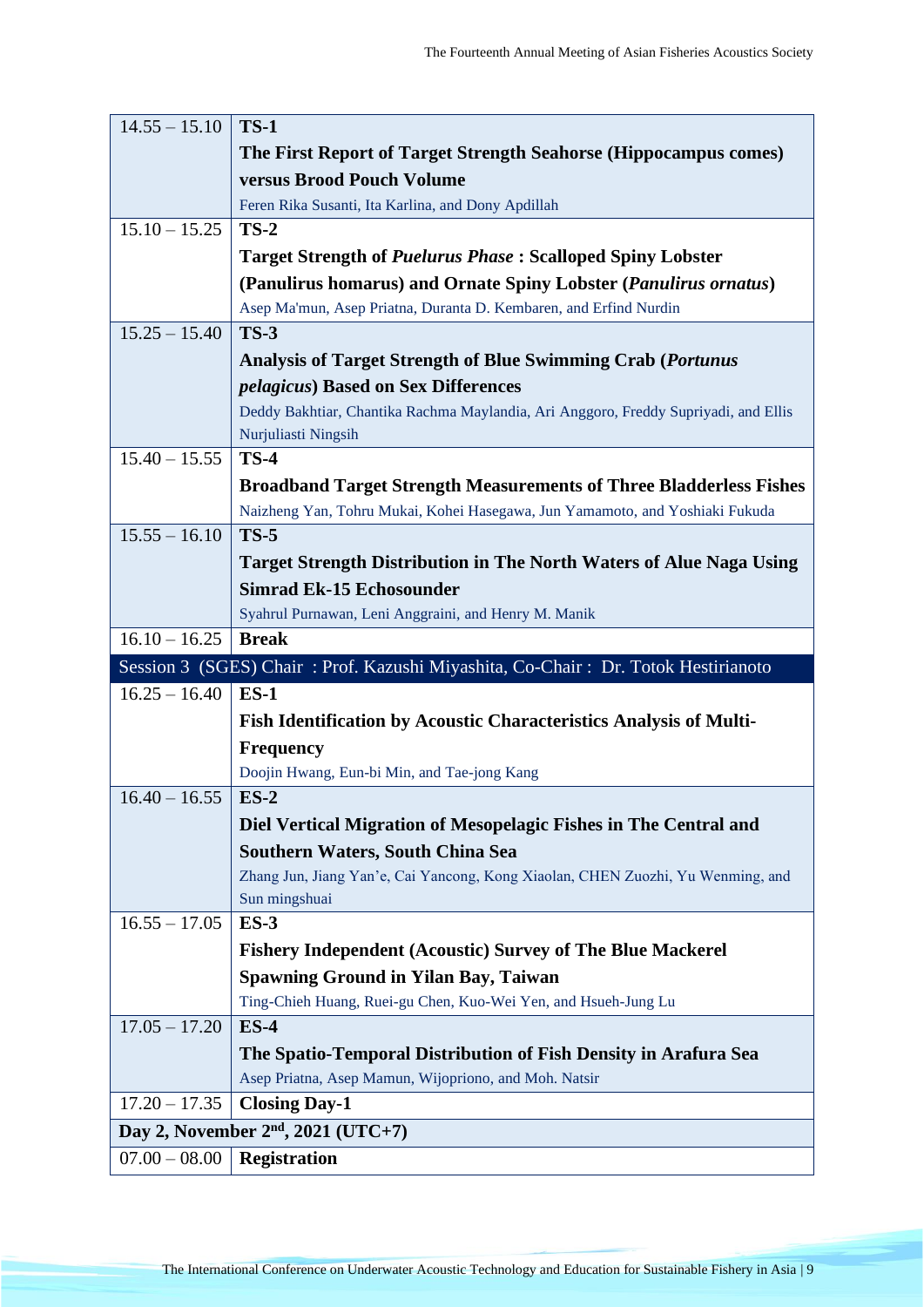| | |
|---|---|
| 14.55 – 15.10 | **TS-1**<br>**The First Report of Target Strength Seahorse (Hippocampus comes) versus Brood Pouch Volume**<br>Feren Rika Susanti, Ita Karlina, and Dony Apdillah |
| 15.10 – 15.25 | **TS-2**<br>**Target Strength of *Puelurus Phase* : Scalloped Spiny Lobster (Panulirus homarus) and Ornate Spiny Lobster (*Panulirus ornatus*)**<br>Asep Ma'mun, Asep Priatna, Duranta D. Kembaren, and Erfind Nurdin |
| 15.25 – 15.40 | **TS-3**<br>**Analysis of Target Strength of Blue Swimming Crab (*Portunus pelagicus*) Based on Sex Differences**<br>Deddy Bakhtiar, Chantika Rachma Maylandia, Ari Anggoro, Freddy Supriyadi, and Ellis Nurjuliasti Ningsih |
| 15.40 – 15.55 | **TS-4**<br>**Broadband Target Strength Measurements of Three Bladderless Fishes**<br>Naizheng Yan, Tohru Mukai, Kohei Hasegawa, Jun Yamamoto, and Yoshiaki Fukuda |
| 15.55 – 16.10 | **TS-5**<br>**Target Strength Distribution in The North Waters of Alue Naga Using Simrad Ek-15 Echosounder**<br>Syahrul Purnawan, Leni Anggraini, and Henry M. Manik |
| 16.10 – 16.25 | **Break** |
| Session 3 (SGES) Chair : Prof. Kazushi Miyashita, Co-Chair : Dr. Totok Hestirianoto | |
| 16.25 – 16.40 | **ES-1**<br>**Fish Identification by Acoustic Characteristics Analysis of Multi-Frequency**<br>Doojin Hwang, Eun-bi Min, and Tae-jong Kang |
| 16.40 – 16.55 | **ES-2**<br>**Diel Vertical Migration of Mesopelagic Fishes in The Central and Southern Waters, South China Sea**<br>Zhang Jun, Jiang Yan'e, Cai Yancong, Kong Xiaolan, CHEN Zuozhi, Yu Wenming, and Sun mingshuai |
| 16.55 – 17.05 | **ES-3**<br>**Fishery Independent (Acoustic) Survey of The Blue Mackerel Spawning Ground in Yilan Bay, Taiwan**<br>Ting-Chieh Huang, Ruei-gu Chen, Kuo-Wei Yen, and Hsueh-Jung Lu |
| 17.05 – 17.20 | **ES-4**<br>**The Spatio-Temporal Distribution of Fish Density in Arafura Sea**<br>Asep Priatna, Asep Mamun, Wijopriono, and Moh. Natsir |
| 17.20 – 17.35 | **Closing Day-1** |
| **Day 2, November 2nd, 2021 (UTC+7)** | |
| 07.00 – 08.00 | **Registration** |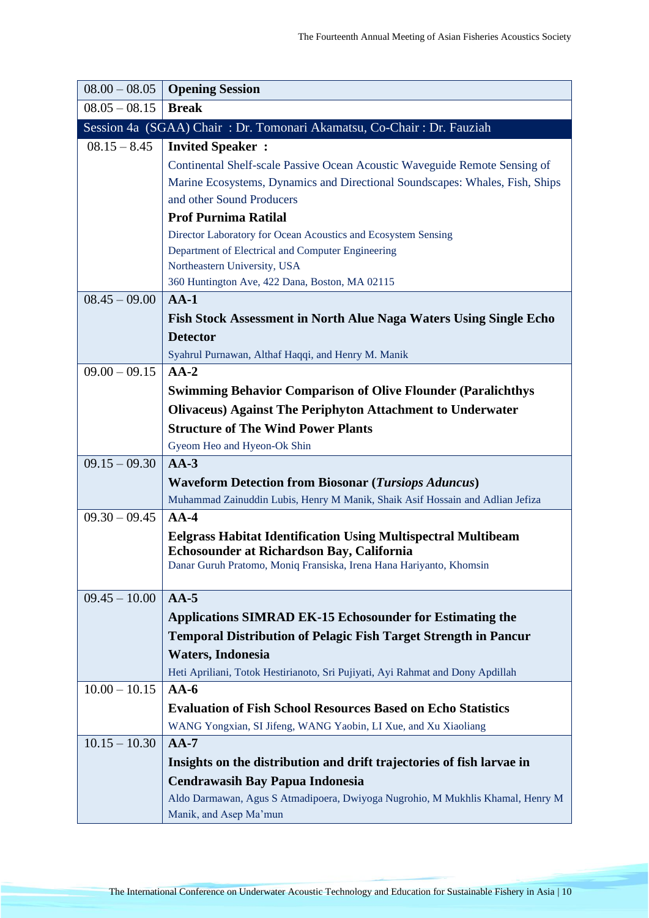| Time | Program |
| --- | --- |
| 08.00 – 08.05 | **Opening Session** |
| 08.05 – 08.15 | **Break** |
| Session 4a (SGAA) Chair : Dr. Tomonari Akamatsu, Co-Chair : Dr. Fauziah | |
| 08.15 – 8.45 | **Invited Speaker :**<br>Continental Shelf-scale Passive Ocean Acoustic Waveguide Remote Sensing of Marine Ecosystems, Dynamics and Directional Soundscapes: Whales, Fish, Ships and other Sound Producers<br>**Prof Purnima Ratilal**<br>Director Laboratory for Ocean Acoustics and Ecosystem Sensing<br>Department of Electrical and Computer Engineering<br>Northeastern University, USA<br>360 Huntington Ave, 422 Dana, Boston, MA 02115 |
| 08.45 – 09.00 | **AA-1**<br>**Fish Stock Assessment in North Alue Naga Waters Using Single Echo Detector**<br>Syahrul Purnawan, Althaf Haqqi, and Henry M. Manik |
| 09.00 – 09.15 | **AA-2**<br>**Swimming Behavior Comparison of Olive Flounder (Paralichthys Olivaceus) Against The Periphyton Attachment to Underwater Structure of The Wind Power Plants**<br>Gyeom Heo and Hyeon-Ok Shin |
| 09.15 – 09.30 | **AA-3**<br>**Waveform Detection from Biosonar (*Tursiops Aduncus*)**<br>Muhammad Zainuddin Lubis, Henry M Manik, Shaik Asif Hossain and Adlian Jefiza |
| 09.30 – 09.45 | **AA-4**<br>**Eelgrass Habitat Identification Using Multispectral Multibeam Echosounder at Richardson Bay, California**<br>Danar Guruh Pratomo, Moniq Fransiska, Irena Hana Hariyanto, Khomsin |
| 09.45 – 10.00 | **AA-5**<br>**Applications SIMRAD EK-15 Echosounder for Estimating the Temporal Distribution of Pelagic Fish Target Strength in Pancur Waters, Indonesia**<br>Heti Apriliani, Totok Hestirianoto, Sri Pujiyati, Ayi Rahmat and Dony Apdillah |
| 10.00 – 10.15 | **AA-6**<br>**Evaluation of Fish School Resources Based on Echo Statistics**<br>WANG Yongxian, SI Jifeng, WANG Yaobin, LI Xue, and Xu Xiaoliang |
| 10.15 – 10.30 | **AA-7**<br>**Insights on the distribution and drift trajectories of fish larvae in Cendrawasih Bay Papua Indonesia**<br>Aldo Darmawan, Agus S Atmadipoera, Dwiyoga Nugrohio, M Mukhlis Khamal, Henry M Manik, and Asep Ma'mun |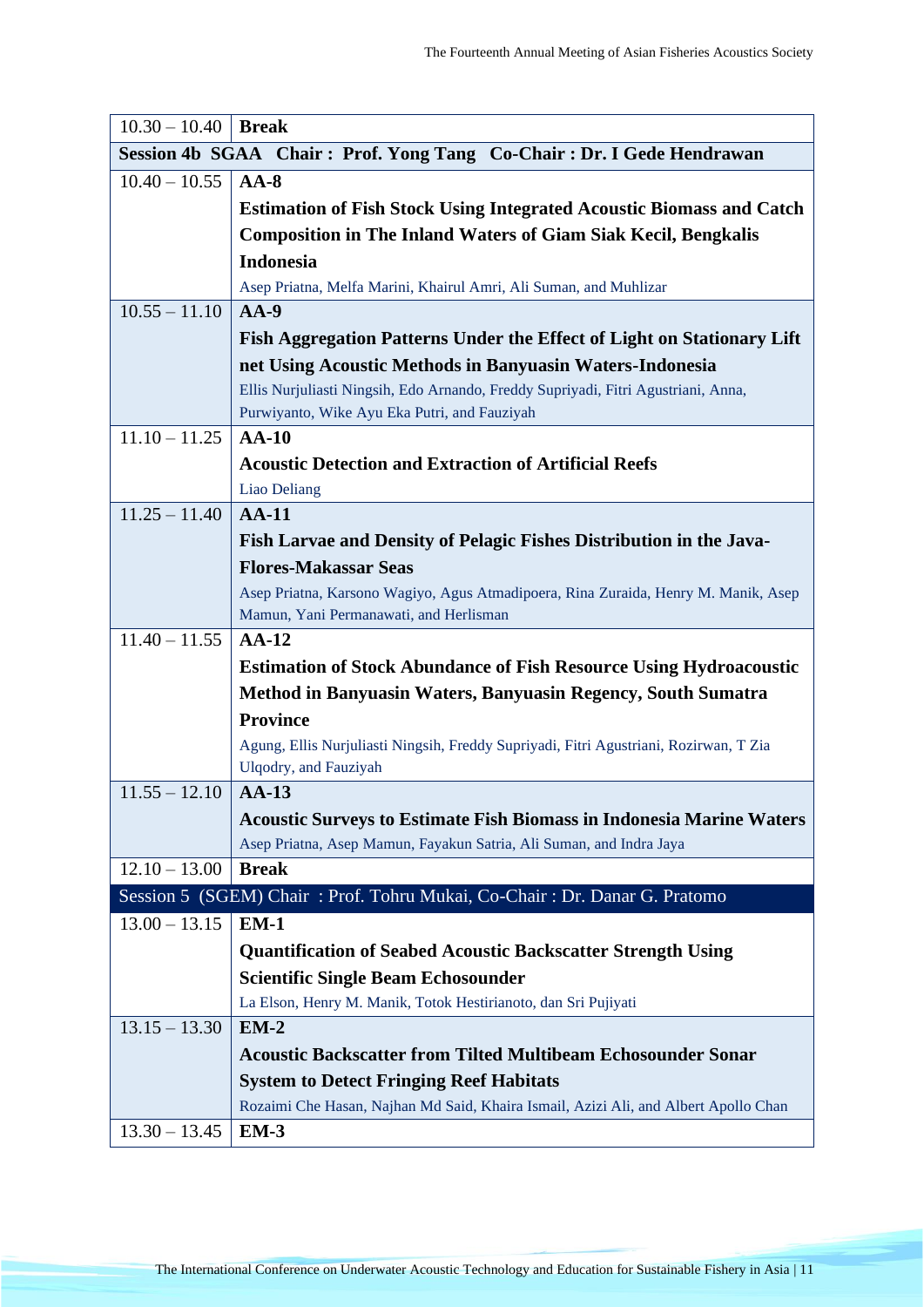| | |
|---|---|
| 10.30 – 10.40 | **Break** |
| **Session 4b SGAA Chair : Prof. Yong Tang Co-Chair : Dr. I Gede Hendrawan** | |
| 10.40 – 10.55 | **AA-8**<br>**Estimation of Fish Stock Using Integrated Acoustic Biomass and Catch Composition in The Inland Waters of Giam Siak Kecil, Bengkalis Indonesia**<br>Asep Priatna, Melfa Marini, Khairul Amri, Ali Suman, and Muhlizar |
| 10.55 – 11.10 | **AA-9**<br>**Fish Aggregation Patterns Under the Effect of Light on Stationary Lift net Using Acoustic Methods in Banyuasin Waters-Indonesia**<br>Ellis Nurjuliasti Ningsih, Edo Arnando, Freddy Supriyadi, Fitri Agustriani, Anna, Purwiyanto, Wike Ayu Eka Putri, and Fauziyah |
| 11.10 – 11.25 | **AA-10**<br>**Acoustic Detection and Extraction of Artificial Reefs**<br>Liao Deliang |
| 11.25 – 11.40 | **AA-11**<br>**Fish Larvae and Density of Pelagic Fishes Distribution in the Java-Flores-Makassar Seas**<br>Asep Priatna, Karsono Wagiyo, Agus Atmadipoera, Rina Zuraida, Henry M. Manik, Asep Mamun, Yani Permanawati, and Herlisman |
| 11.40 – 11.55 | **AA-12**<br>**Estimation of Stock Abundance of Fish Resource Using Hydroacoustic Method in Banyuasin Waters, Banyuasin Regency, South Sumatra Province**<br>Agung, Ellis Nurjuliasti Ningsih, Freddy Supriyadi, Fitri Agustriani, Rozirwan, T Zia Ulqodry, and Fauziyah |
| 11.55 – 12.10 | **AA-13**<br>**Acoustic Surveys to Estimate Fish Biomass in Indonesia Marine Waters**<br>Asep Priatna, Asep Mamun, Fayakun Satria, Ali Suman, and Indra Jaya |
| 12.10 – 13.00 | **Break** |
| Session 5 (SGEM) Chair : Prof. Tohru Mukai, Co-Chair : Dr. Danar G. Pratomo | |
| 13.00 – 13.15 | **EM-1**<br>**Quantification of Seabed Acoustic Backscatter Strength Using Scientific Single Beam Echosounder**<br>La Elson, Henry M. Manik, Totok Hestirianoto, dan Sri Pujiyati |
| 13.15 – 13.30 | **EM-2**<br>**Acoustic Backscatter from Tilted Multibeam Echosounder Sonar System to Detect Fringing Reef Habitats**<br>Rozaimi Che Hasan, Najhan Md Said, Khaira Ismail, Azizi Ali, and Albert Apollo Chan |
| 13.30 – 13.45 | **EM-3** |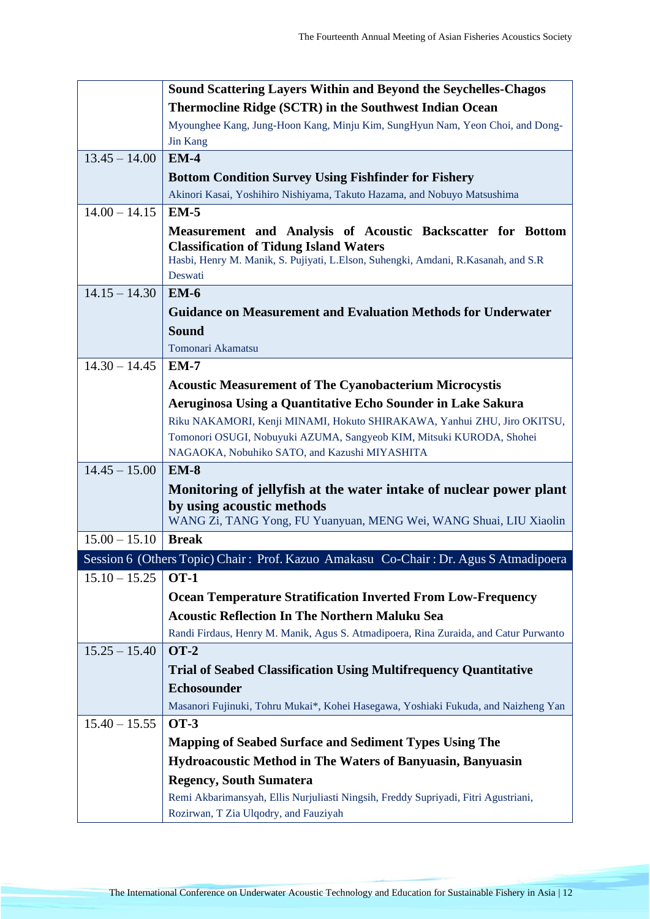| | |
|---|---|
| | **Sound Scattering Layers Within and Beyond the Seychelles-Chagos Thermocline Ridge (SCTR) in the Southwest Indian Ocean** Myounghee Kang, Jung-Hoon Kang, Minju Kim, SungHyun Nam, Yeon Choi, and Dong-Jin Kang |
| 13.45 – 14.00 | **EM-4** **Bottom Condition Survey Using Fishfinder for Fishery** Akinori Kasai, Yoshihiro Nishiyama, Takuto Hazama, and Nobuyo Matsushima |
| 14.00 – 14.15 | **EM-5** **Measurement and Analysis of Acoustic Backscatter for Bottom Classification of Tidung Island Waters** Hasbi, Henry M. Manik, S. Pujiyati, L.Elson, Suhengki, Amdani, R.Kasanah, and S.R Deswati |
| 14.15 – 14.30 | **EM-6** **Guidance on Measurement and Evaluation Methods for Underwater Sound** Tomonari Akamatsu |
| 14.30 – 14.45 | **EM-7** **Acoustic Measurement of The Cyanobacterium Microcystis Aeruginosa Using a Quantitative Echo Sounder in Lake Sakura** Riku NAKAMORI, Kenji MINAMI, Hokuto SHIRAKAWA, Yanhui ZHU, Jiro OKITSU, Tomonori OSUGI, Nobuyuki AZUMA, Sangyeob KIM, Mitsuki KURODA, Shohei NAGAOKA, Nobuhiko SATO, and Kazushi MIYASHITA |
| 14.45 – 15.00 | **EM-8** **Monitoring of jellyfish at the water intake of nuclear power plant by using acoustic methods** WANG Zi, TANG Yong, FU Yuanyuan, MENG Wei, WANG Shuai, LIU Xiaolin |
| 15.00 – 15.10 | **Break** |
| Session 6 (Others Topic) Chair : Prof. Kazuo Amakasu Co-Chair : Dr. Agus S Atmadipoera | |
| 15.10 – 15.25 | **OT-1** **Ocean Temperature Stratification Inverted From Low-Frequency Acoustic Reflection In The Northern Maluku Sea** Randi Firdaus, Henry M. Manik, Agus S. Atmadipoera, Rina Zuraida, and Catur Purwanto |
| 15.25 – 15.40 | **OT-2** **Trial of Seabed Classification Using Multifrequency Quantitative Echosounder** Masanori Fujinuki, Tohru Mukai*, Kohei Hasegawa, Yoshiaki Fukuda, and Naizheng Yan |
| 15.40 – 15.55 | **OT-3** **Mapping of Seabed Surface and Sediment Types Using The Hydroacoustic Method in The Waters of Banyuasin, Banyuasin Regency, South Sumatera** Remi Akbarimansyah, Ellis Nurjuliasti Ningsih, Freddy Supriyadi, Fitri Agustriani, Rozirwan, T Zia Ulqodry, and Fauziyah |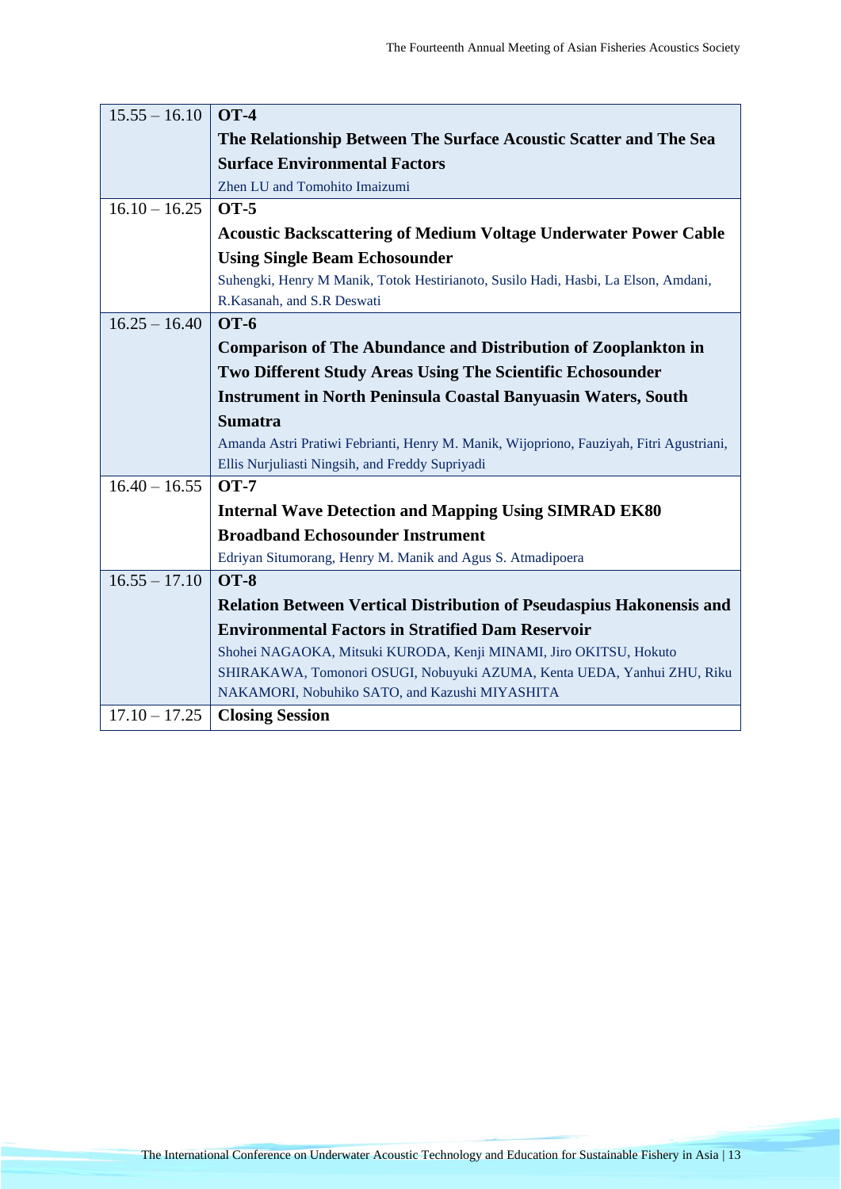| | |
|---|---|
| 15.55 – 16.10 | **OT-4**<br>**The Relationship Between The Surface Acoustic Scatter and The Sea Surface Environmental Factors**<br>Zhen LU and Tomohito Imaizumi |
| 16.10 – 16.25 | **OT-5**<br>**Acoustic Backscattering of Medium Voltage Underwater Power Cable Using Single Beam Echosounder**<br>Suhengki, Henry M Manik, Totok Hestirianoto, Susilo Hadi, Hasbi, La Elson, Amdani, R.Kasanah, and S.R Deswati |
| 16.25 – 16.40 | **OT-6**<br>**Comparison of The Abundance and Distribution of Zooplankton in Two Different Study Areas Using The Scientific Echosounder Instrument in North Peninsula Coastal Banyuasin Waters, South Sumatra**<br>Amanda Astri Pratiwi Febrianti, Henry M. Manik, Wijopriono, Fauziyah, Fitri Agustriani, Ellis Nurjuliasti Ningsih, and Freddy Supriyadi |
| 16.40 – 16.55 | **OT-7**<br>**Internal Wave Detection and Mapping Using SIMRAD EK80 Broadband Echosounder Instrument**<br>Edriyan Situmorang, Henry M. Manik and Agus S. Atmadipoera |
| 16.55 – 17.10 | **OT-8**<br>**Relation Between Vertical Distribution of Pseudaspius Hakonensis and Environmental Factors in Stratified Dam Reservoir**<br>Shohei NAGAOKA, Mitsuki KURODA, Kenji MINAMI, Jiro OKITSU, Hokuto SHIRAKAWA, Tomonori OSUGI, Nobuyuki AZUMA, Kenta UEDA, Yanhui ZHU, Riku NAKAMORI, Nobuhiko SATO, and Kazushi MIYASHITA |
| 17.10 – 17.25 | **Closing Session** |